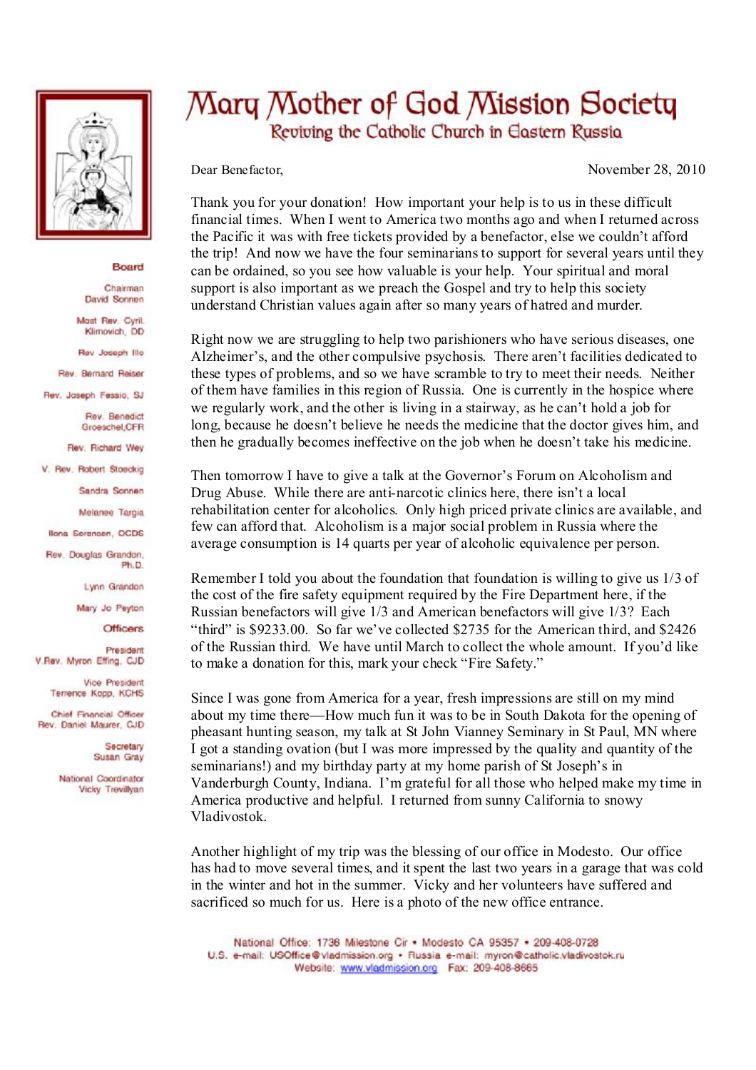# Mary Mother of God Mission Society

## Reviving the Catholic Church in Eastern Russia

**Board**

Chairman
David Sonnen

Most Rev. Cyril Klimovich, DD

Rev Joseph Illo

Rev. Bernard Reiser

Rev. Joseph Fessio, SJ

Rev. Benedict Groeschel, CFR

Rev. Richard Wey

V. Rev. Robert Stoeckig

Sandra Sonnen

Melanee Targia

Ilona Sorensen, OCDS

Rev. Douglas Grandon, Ph.D.

Lynn Grandon

Mary Jo Peyton

**Officers**

President
V.Rev. Myron Effing, CJD

Vice President
Terrence Kopp, KCHS

Chief Financial Officer
Rev. Daniel Maurer, CJD

Secretary
Susan Gray

National Coordinator
Vicky Trevillyan

Dear Benefactor, November 28, 2010

Thank you for your donation! How important your help is to us in these difficult financial times. When I went to America two months ago and when I returned across the Pacific it was with free tickets provided by a benefactor, else we couldn't afford the trip! And now we have the four seminarians to support for several years until they can be ordained, so you see how valuable is your help. Your spiritual and moral support is also important as we preach the Gospel and try to help this society understand Christian values again after so many years of hatred and murder.

Right now we are struggling to help two parishioners who have serious diseases, one Alzheimer's, and the other compulsive psychosis. There aren't facilities dedicated to these types of problems, and so we have scramble to try to meet their needs. Neither of them have families in this region of Russia. One is currently in the hospice where we regularly work, and the other is living in a stairway, as he can't hold a job for long, because he doesn't believe he needs the medicine that the doctor gives him, and then he gradually becomes ineffective on the job when he doesn't take his medicine.

Then tomorrow I have to give a talk at the Governor's Forum on Alcoholism and Drug Abuse. While there are anti-narcotic clinics here, there isn't a local rehabilitation center for alcoholics. Only high priced private clinics are available, and few can afford that. Alcoholism is a major social problem in Russia where the average consumption is 14 quarts per year of alcoholic equivalence per person.

Remember I told you about the foundation that foundation is willing to give us 1/3 of the cost of the fire safety equipment required by the Fire Department here, if the Russian benefactors will give 1/3 and American benefactors will give 1/3? Each "third" is $9233.00. So far we've collected $2735 for the American third, and $2426 of the Russian third. We have until March to collect the whole amount. If you'd like to make a donation for this, mark your check "Fire Safety."

Since I was gone from America for a year, fresh impressions are still on my mind about my time there—How much fun it was to be in South Dakota for the opening of pheasant hunting season, my talk at St John Vianney Seminary in St Paul, MN where I got a standing ovation (but I was more impressed by the quality and quantity of the seminarians!) and my birthday party at my home parish of St Joseph's in Vanderburgh County, Indiana. I'm grateful for all those who helped make my time in America productive and helpful. I returned from sunny California to snowy Vladivostok.

Another highlight of my trip was the blessing of our office in Modesto. Our office has had to move several times, and it spent the last two years in a garage that was cold in the winter and hot in the summer. Vicky and her volunteers have suffered and sacrificed so much for us. Here is a photo of the new office entrance.

National Office: 1736 Milestone Cir • Modesto CA 95357 • 209-408-0728
U.S. e-mail: USOffice@vladmission.org • Russia e-mail: myron@catholic.vladivostok.ru
Website: www.vladmission.org Fax: 209-408-8665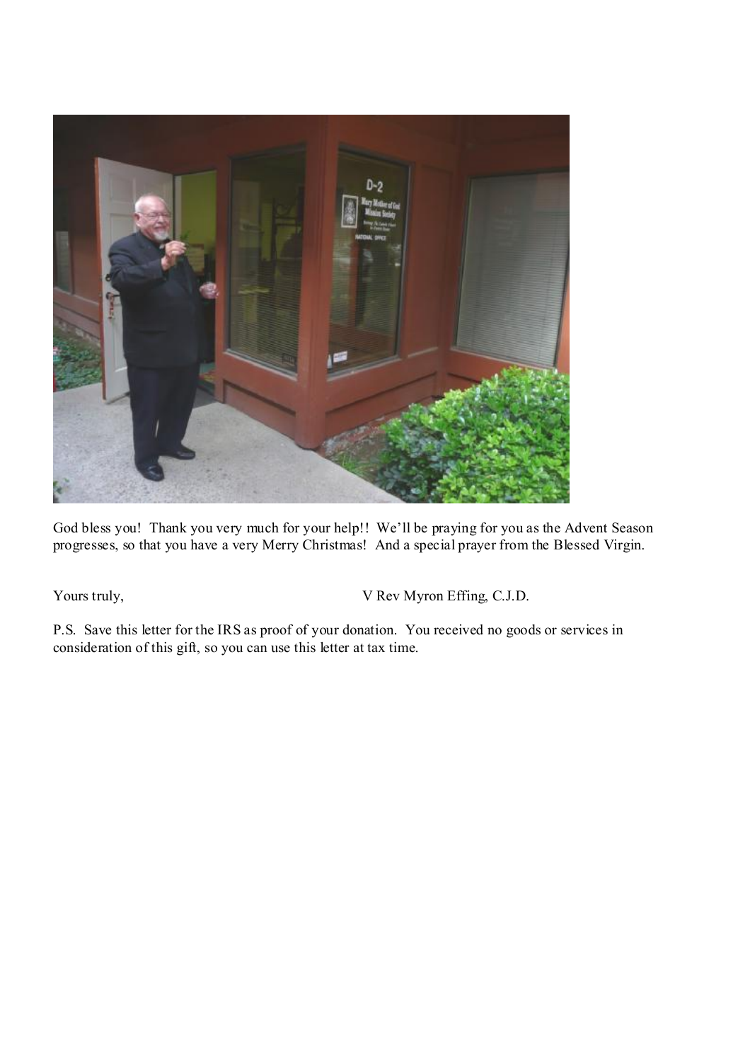God bless you! Thank you very much for your help!! We'll be praying for you as the Advent Season progresses, so that you have a very Merry Christmas! And a special prayer from the Blessed Virgin.

Yours truly, V Rev Myron Effing, C.J.D.

P.S. Save this letter for the IRS as proof of your donation. You received no goods or services in consideration of this gift, so you can use this letter at tax time.